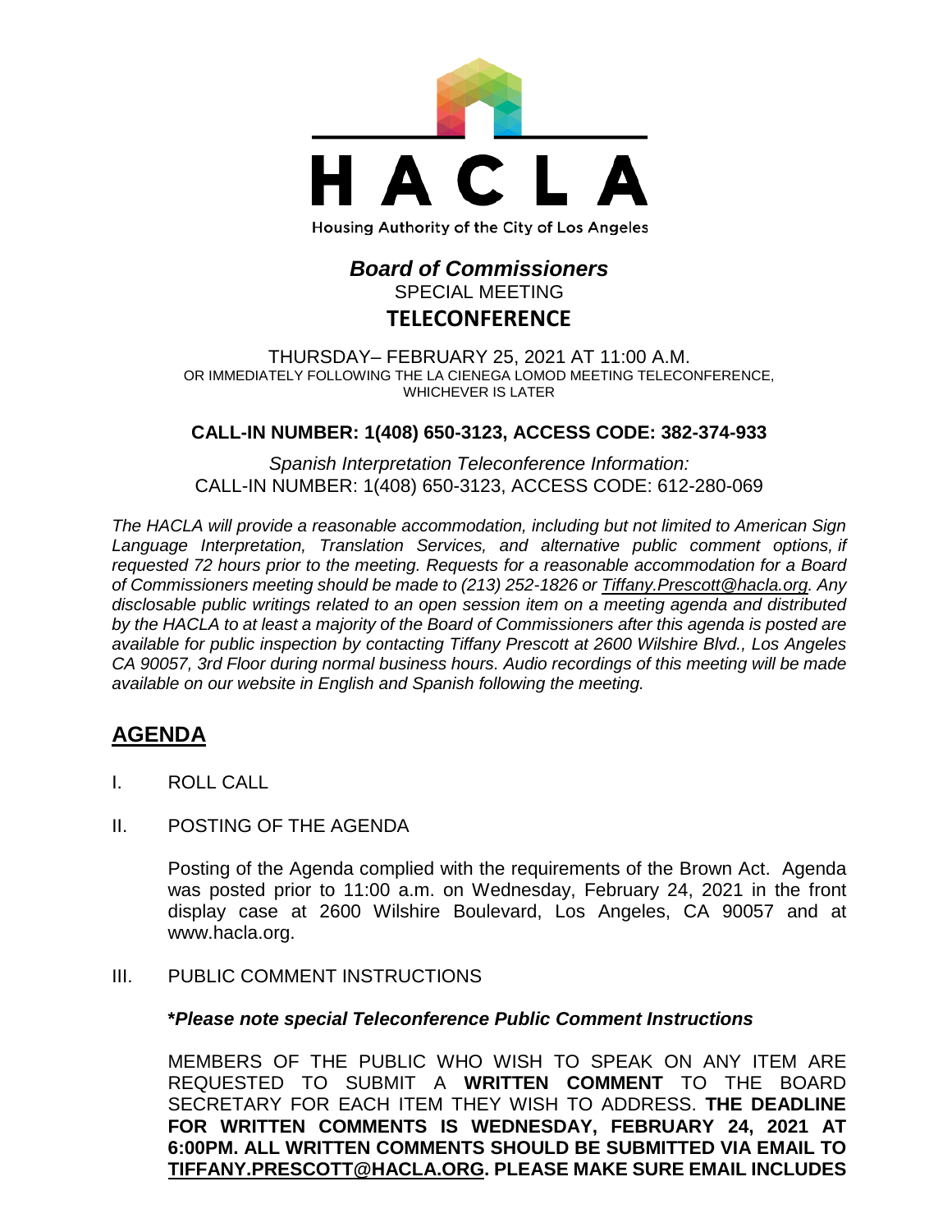HACLA

Housing Authority of the City of Los Angeles

# *Board of Commissioners*

SPECIAL MEETING

**TELECONFERENCE**

THURSDAY– FEBRUARY 25, 2021 AT 11:00 A.M.
OR IMMEDIATELY FOLLOWING THE LA CIENEGA LOMOD MEETING TELECONFERENCE, WHICHEVER IS LATER

**CALL-IN NUMBER: 1(408) 650-3123, ACCESS CODE: 382-374-933**

*Spanish Interpretation Teleconference Information:*
CALL-IN NUMBER: 1(408) 650-3123, ACCESS CODE: 612-280-069

*The HACLA will provide a reasonable accommodation, including but not limited to American Sign Language Interpretation, Translation Services, and alternative public comment options, if requested 72 hours prior to the meeting. Requests for a reasonable accommodation for a Board of Commissioners meeting should be made to (213) 252-1826 or Tiffany.Prescott@hacla.org. Any disclosable public writings related to an open session item on a meeting agenda and distributed by the HACLA to at least a majority of the Board of Commissioners after this agenda is posted are available for public inspection by contacting Tiffany Prescott at 2600 Wilshire Blvd., Los Angeles CA 90057, 3rd Floor during normal business hours. Audio recordings of this meeting will be made available on our website in English and Spanish following the meeting.*

## AGENDA

I. ROLL CALL

II. POSTING OF THE AGENDA

Posting of the Agenda complied with the requirements of the Brown Act. Agenda was posted prior to 11:00 a.m. on Wednesday, February 24, 2021 in the front display case at 2600 Wilshire Boulevard, Los Angeles, CA 90057 and at www.hacla.org.

III. PUBLIC COMMENT INSTRUCTIONS

***Please note special Teleconference Public Comment Instructions**

MEMBERS OF THE PUBLIC WHO WISH TO SPEAK ON ANY ITEM ARE REQUESTED TO SUBMIT A **WRITTEN COMMENT** TO THE BOARD SECRETARY FOR EACH ITEM THEY WISH TO ADDRESS. **THE DEADLINE FOR WRITTEN COMMENTS IS WEDNESDAY, FEBRUARY 24, 2021 AT 6:00PM. ALL WRITTEN COMMENTS SHOULD BE SUBMITTED VIA EMAIL TO TIFFANY.PRESCOTT@HACLA.ORG. PLEASE MAKE SURE EMAIL INCLUDES**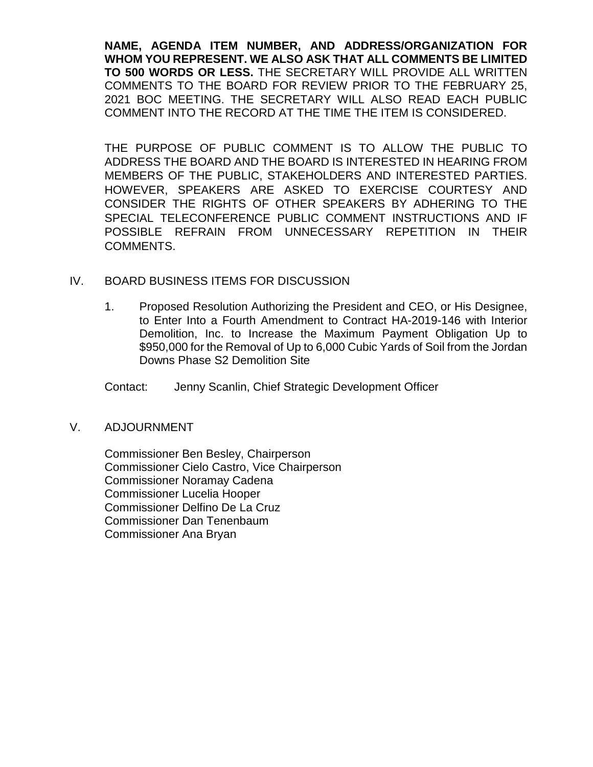**NAME, AGENDA ITEM NUMBER, AND ADDRESS/ORGANIZATION FOR WHOM YOU REPRESENT. WE ALSO ASK THAT ALL COMMENTS BE LIMITED TO 500 WORDS OR LESS.** THE SECRETARY WILL PROVIDE ALL WRITTEN COMMENTS TO THE BOARD FOR REVIEW PRIOR TO THE FEBRUARY 25, 2021 BOC MEETING. THE SECRETARY WILL ALSO READ EACH PUBLIC COMMENT INTO THE RECORD AT THE TIME THE ITEM IS CONSIDERED.

THE PURPOSE OF PUBLIC COMMENT IS TO ALLOW THE PUBLIC TO ADDRESS THE BOARD AND THE BOARD IS INTERESTED IN HEARING FROM MEMBERS OF THE PUBLIC, STAKEHOLDERS AND INTERESTED PARTIES. HOWEVER, SPEAKERS ARE ASKED TO EXERCISE COURTESY AND CONSIDER THE RIGHTS OF OTHER SPEAKERS BY ADHERING TO THE SPECIAL TELECONFERENCE PUBLIC COMMENT INSTRUCTIONS AND IF POSSIBLE REFRAIN FROM UNNECESSARY REPETITION IN THEIR COMMENTS.

IV. BOARD BUSINESS ITEMS FOR DISCUSSION

1. Proposed Resolution Authorizing the President and CEO, or His Designee, to Enter Into a Fourth Amendment to Contract HA-2019-146 with Interior Demolition, Inc. to Increase the Maximum Payment Obligation Up to $950,000 for the Removal of Up to 6,000 Cubic Yards of Soil from the Jordan Downs Phase S2 Demolition Site

Contact: Jenny Scanlin, Chief Strategic Development Officer

V. ADJOURNMENT

Commissioner Ben Besley, Chairperson
Commissioner Cielo Castro, Vice Chairperson
Commissioner Noramay Cadena
Commissioner Lucelia Hooper
Commissioner Delfino De La Cruz
Commissioner Dan Tenenbaum
Commissioner Ana Bryan